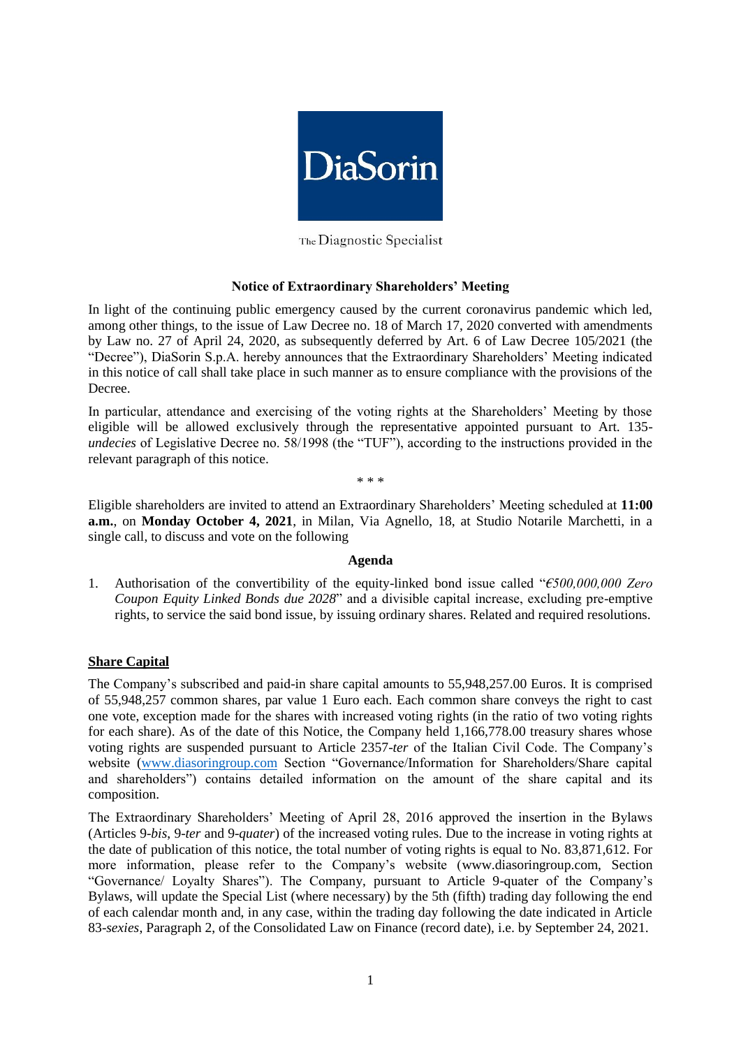DiaSorin

The Diagnostic Specialist

## Notice of Extraordinary Shareholders' Meeting

In light of the continuing public emergency caused by the current coronavirus pandemic which led, among other things, to the issue of Law Decree no. 18 of March 17, 2020 converted with amendments by Law no. 27 of April 24, 2020, as subsequently deferred by Art. 6 of Law Decree 105/2021 (the "Decree"), DiaSorin S.p.A. hereby announces that the Extraordinary Shareholders' Meeting indicated in this notice of call shall take place in such manner as to ensure compliance with the provisions of the Decree.

In particular, attendance and exercising of the voting rights at the Shareholders' Meeting by those eligible will be allowed exclusively through the representative appointed pursuant to Art. 135-*undecies* of Legislative Decree no. 58/1998 (the "TUF"), according to the instructions provided in the relevant paragraph of this notice.

\* \* \*

Eligible shareholders are invited to attend an Extraordinary Shareholders' Meeting scheduled at **11:00 a.m.**, on **Monday October 4, 2021**, in Milan, Via Agnello, 18, at Studio Notarile Marchetti, in a single call, to discuss and vote on the following

### Agenda

1. Authorisation of the convertibility of the equity-linked bond issue called "*€500,000,000 Zero Coupon Equity Linked Bonds due 2028*" and a divisible capital increase, excluding pre-emptive rights, to service the said bond issue, by issuing ordinary shares. Related and required resolutions.

### Share Capital

The Company's subscribed and paid-in share capital amounts to 55,948,257.00 Euros. It is comprised of 55,948,257 common shares, par value 1 Euro each. Each common share conveys the right to cast one vote, exception made for the shares with increased voting rights (in the ratio of two voting rights for each share). As of the date of this Notice, the Company held 1,166,778.00 treasury shares whose voting rights are suspended pursuant to Article 2357-*ter* of the Italian Civil Code. The Company's website (www.diasoringroup.com Section "Governance/Information for Shareholders/Share capital and shareholders") contains detailed information on the amount of the share capital and its composition.

The Extraordinary Shareholders' Meeting of April 28, 2016 approved the insertion in the Bylaws (Articles 9-*bis*, 9-*ter* and 9-*quater*) of the increased voting rules. Due to the increase in voting rights at the date of publication of this notice, the total number of voting rights is equal to No. 83,871,612. For more information, please refer to the Company's website (www.diasoringroup.com, Section "Governance/ Loyalty Shares"). The Company, pursuant to Article 9-quater of the Company's Bylaws, will update the Special List (where necessary) by the 5th (fifth) trading day following the end of each calendar month and, in any case, within the trading day following the date indicated in Article 83-*sexies*, Paragraph 2, of the Consolidated Law on Finance (record date), i.e. by September 24, 2021.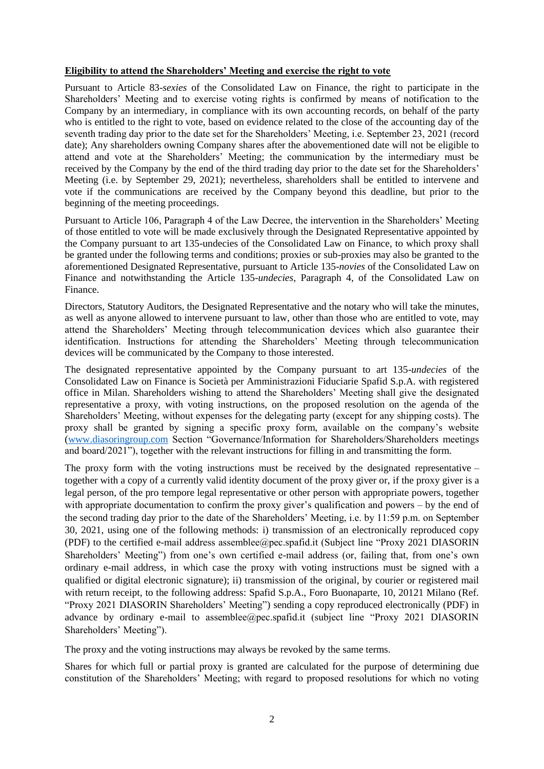**Eligibility to attend the Shareholders' Meeting and exercise the right to vote**

Pursuant to Article 83-*sexies* of the Consolidated Law on Finance, the right to participate in the Shareholders' Meeting and to exercise voting rights is confirmed by means of notification to the Company by an intermediary, in compliance with its own accounting records, on behalf of the party who is entitled to the right to vote, based on evidence related to the close of the accounting day of the seventh trading day prior to the date set for the Shareholders' Meeting, i.e. September 23, 2021 (record date); Any shareholders owning Company shares after the abovementioned date will not be eligible to attend and vote at the Shareholders' Meeting; the communication by the intermediary must be received by the Company by the end of the third trading day prior to the date set for the Shareholders' Meeting (i.e. by September 29, 2021); nevertheless, shareholders shall be entitled to intervene and vote if the communications are received by the Company beyond this deadline, but prior to the beginning of the meeting proceedings.

Pursuant to Article 106, Paragraph 4 of the Law Decree, the intervention in the Shareholders' Meeting of those entitled to vote will be made exclusively through the Designated Representative appointed by the Company pursuant to art 135-undecies of the Consolidated Law on Finance, to which proxy shall be granted under the following terms and conditions; proxies or sub-proxies may also be granted to the aforementioned Designated Representative, pursuant to Article 135-*novies* of the Consolidated Law on Finance and notwithstanding the Article 135-*undecies*, Paragraph 4, of the Consolidated Law on Finance.

Directors, Statutory Auditors, the Designated Representative and the notary who will take the minutes, as well as anyone allowed to intervene pursuant to law, other than those who are entitled to vote, may attend the Shareholders' Meeting through telecommunication devices which also guarantee their identification. Instructions for attending the Shareholders' Meeting through telecommunication devices will be communicated by the Company to those interested.

The designated representative appointed by the Company pursuant to art 135-*undecies* of the Consolidated Law on Finance is Società per Amministrazioni Fiduciarie Spafid S.p.A. with registered office in Milan. Shareholders wishing to attend the Shareholders' Meeting shall give the designated representative a proxy, with voting instructions, on the proposed resolution on the agenda of the Shareholders' Meeting, without expenses for the delegating party (except for any shipping costs). The proxy shall be granted by signing a specific proxy form, available on the company's website (www.diasoringroup.com Section "Governance/Information for Shareholders/Shareholders meetings and board/2021"), together with the relevant instructions for filling in and transmitting the form.

The proxy form with the voting instructions must be received by the designated representative – together with a copy of a currently valid identity document of the proxy giver or, if the proxy giver is a legal person, of the pro tempore legal representative or other person with appropriate powers, together with appropriate documentation to confirm the proxy giver's qualification and powers – by the end of the second trading day prior to the date of the Shareholders' Meeting, i.e. by 11:59 p.m. on September 30, 2021, using one of the following methods: i) transmission of an electronically reproduced copy (PDF) to the certified e-mail address assemblee@pec.spafid.it (Subject line "Proxy 2021 DIASORIN Shareholders' Meeting") from one's own certified e-mail address (or, failing that, from one's own ordinary e-mail address, in which case the proxy with voting instructions must be signed with a qualified or digital electronic signature); ii) transmission of the original, by courier or registered mail with return receipt, to the following address: Spafid S.p.A., Foro Buonaparte, 10, 20121 Milano (Ref. "Proxy 2021 DIASORIN Shareholders' Meeting") sending a copy reproduced electronically (PDF) in advance by ordinary e-mail to assemblee@pec.spafid.it (subject line "Proxy 2021 DIASORIN Shareholders' Meeting").

The proxy and the voting instructions may always be revoked by the same terms.

Shares for which full or partial proxy is granted are calculated for the purpose of determining due constitution of the Shareholders' Meeting; with regard to proposed resolutions for which no voting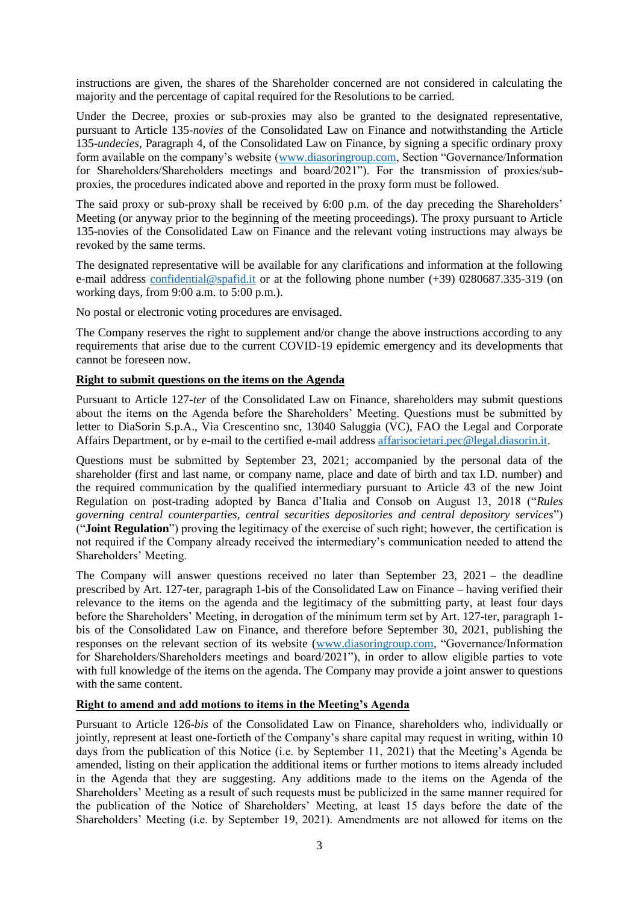instructions are given, the shares of the Shareholder concerned are not considered in calculating the majority and the percentage of capital required for the Resolutions to be carried.

Under the Decree, proxies or sub-proxies may also be granted to the designated representative, pursuant to Article 135-*novies* of the Consolidated Law on Finance and notwithstanding the Article 135-*undecies*, Paragraph 4, of the Consolidated Law on Finance, by signing a specific ordinary proxy form available on the company's website (www.diasoringroup.com, Section "Governance/Information for Shareholders/Shareholders meetings and board/2021"). For the transmission of proxies/sub-proxies, the procedures indicated above and reported in the proxy form must be followed.

The said proxy or sub-proxy shall be received by 6:00 p.m. of the day preceding the Shareholders' Meeting (or anyway prior to the beginning of the meeting proceedings). The proxy pursuant to Article 135-novies of the Consolidated Law on Finance and the relevant voting instructions may always be revoked by the same terms.

The designated representative will be available for any clarifications and information at the following e-mail address confidential@spafid.it or at the following phone number (+39) 0280687.335-319 (on working days, from 9:00 a.m. to 5:00 p.m.).

No postal or electronic voting procedures are envisaged.

The Company reserves the right to supplement and/or change the above instructions according to any requirements that arise due to the current COVID-19 epidemic emergency and its developments that cannot be foreseen now.

**Right to submit questions on the items on the Agenda**

Pursuant to Article 127-*ter* of the Consolidated Law on Finance, shareholders may submit questions about the items on the Agenda before the Shareholders' Meeting. Questions must be submitted by letter to DiaSorin S.p.A., Via Crescentino snc, 13040 Saluggia (VC), FAO the Legal and Corporate Affairs Department, or by e-mail to the certified e-mail address affarisocietari.pec@legal.diasorin.it.

Questions must be submitted by September 23, 2021; accompanied by the personal data of the shareholder (first and last name, or company name, place and date of birth and tax I.D. number) and the required communication by the qualified intermediary pursuant to Article 43 of the new Joint Regulation on post-trading adopted by Banca d'Italia and Consob on August 13, 2018 ("*Rules governing central counterparties, central securities depositories and central depository services*") ("**Joint Regulation**") proving the legitimacy of the exercise of such right; however, the certification is not required if the Company already received the intermediary's communication needed to attend the Shareholders' Meeting.

The Company will answer questions received no later than September 23, 2021 – the deadline prescribed by Art. 127-ter, paragraph 1-bis of the Consolidated Law on Finance – having verified their relevance to the items on the agenda and the legitimacy of the submitting party, at least four days before the Shareholders' Meeting, in derogation of the minimum term set by Art. 127-ter, paragraph 1-bis of the Consolidated Law on Finance, and therefore before September 30, 2021, publishing the responses on the relevant section of its website (www.diasoringroup.com, "Governance/Information for Shareholders/Shareholders meetings and board/2021"), in order to allow eligible parties to vote with full knowledge of the items on the agenda. The Company may provide a joint answer to questions with the same content.

**Right to amend and add motions to items in the Meeting's Agenda**

Pursuant to Article 126-*bis* of the Consolidated Law on Finance, shareholders who, individually or jointly, represent at least one-fortieth of the Company's share capital may request in writing, within 10 days from the publication of this Notice (i.e. by September 11, 2021) that the Meeting's Agenda be amended, listing on their application the additional items or further motions to items already included in the Agenda that they are suggesting. Any additions made to the items on the Agenda of the Shareholders' Meeting as a result of such requests must be publicized in the same manner required for the publication of the Notice of Shareholders' Meeting, at least 15 days before the date of the Shareholders' Meeting (i.e. by September 19, 2021). Amendments are not allowed for items on the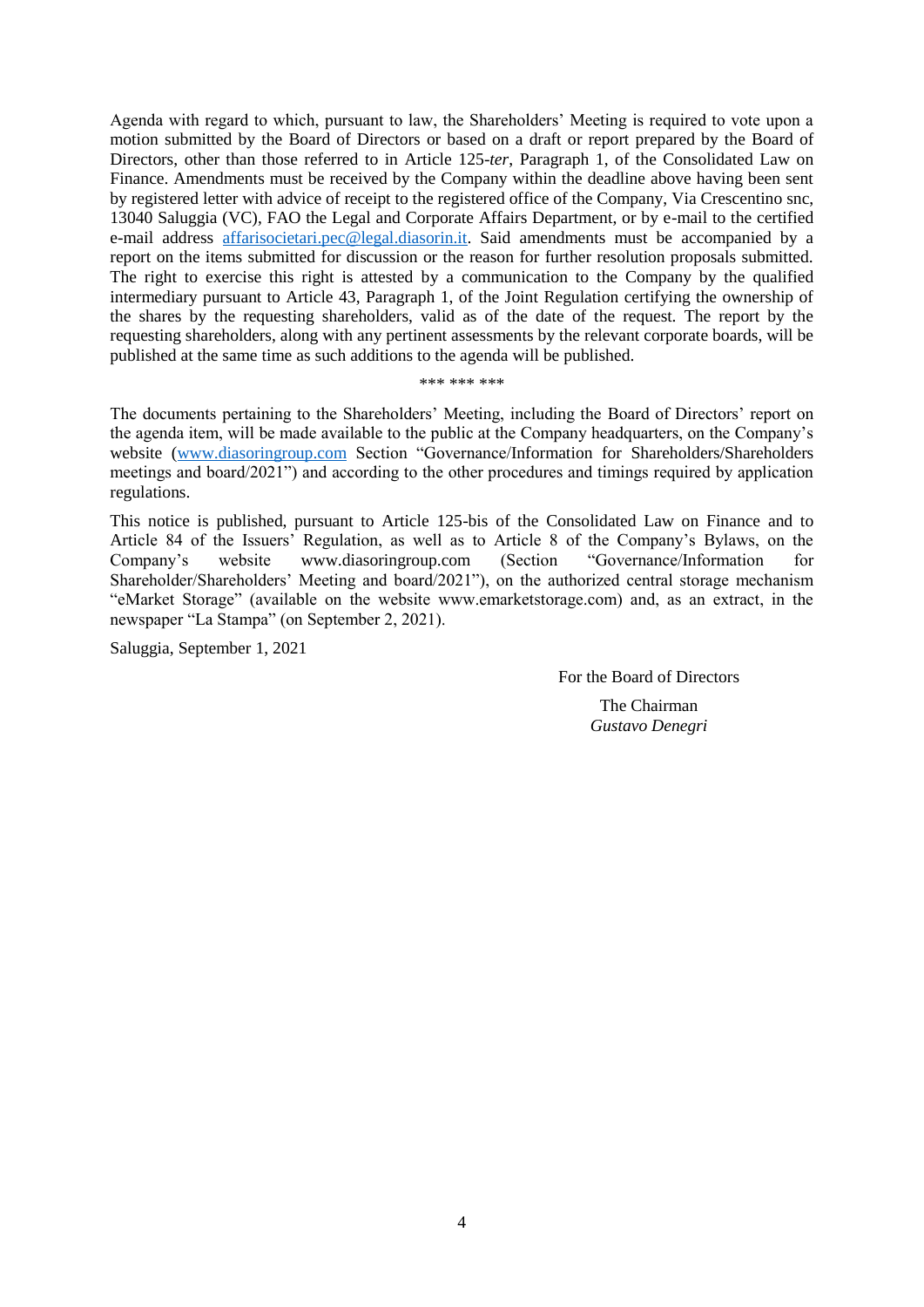Agenda with regard to which, pursuant to law, the Shareholders' Meeting is required to vote upon a motion submitted by the Board of Directors or based on a draft or report prepared by the Board of Directors, other than those referred to in Article 125-*ter*, Paragraph 1, of the Consolidated Law on Finance. Amendments must be received by the Company within the deadline above having been sent by registered letter with advice of receipt to the registered office of the Company, Via Crescentino snc, 13040 Saluggia (VC), FAO the Legal and Corporate Affairs Department, or by e-mail to the certified e-mail address [affarisocietari.pec@legal.diasorin.it](mailto:affarisocietari.pec@legal.diasorin.it). Said amendments must be accompanied by a report on the items submitted for discussion or the reason for further resolution proposals submitted. The right to exercise this right is attested by a communication to the Company by the qualified intermediary pursuant to Article 43, Paragraph 1, of the Joint Regulation certifying the ownership of the shares by the requesting shareholders, valid as of the date of the request. The report by the requesting shareholders, along with any pertinent assessments by the relevant corporate boards, will be published at the same time as such additions to the agenda will be published.

*** *** ***

The documents pertaining to the Shareholders' Meeting, including the Board of Directors' report on the agenda item, will be made available to the public at the Company headquarters, on the Company's website ([www.diasoringroup.com](http://www.diasoringroup.com) Section "Governance/Information for Shareholders/Shareholders meetings and board/2021") and according to the other procedures and timings required by application regulations.

This notice is published, pursuant to Article 125-bis of the Consolidated Law on Finance and to Article 84 of the Issuers' Regulation, as well as to Article 8 of the Company's Bylaws, on the Company's website www.diasoringroup.com (Section "Governance/Information for Shareholder/Shareholders' Meeting and board/2021"), on the authorized central storage mechanism "eMarket Storage" (available on the website www.emarketstorage.com) and, as an extract, in the newspaper "La Stampa" (on September 2, 2021).

Saluggia, September 1, 2021

For the Board of Directors

The Chairman

*Gustavo Denegri*